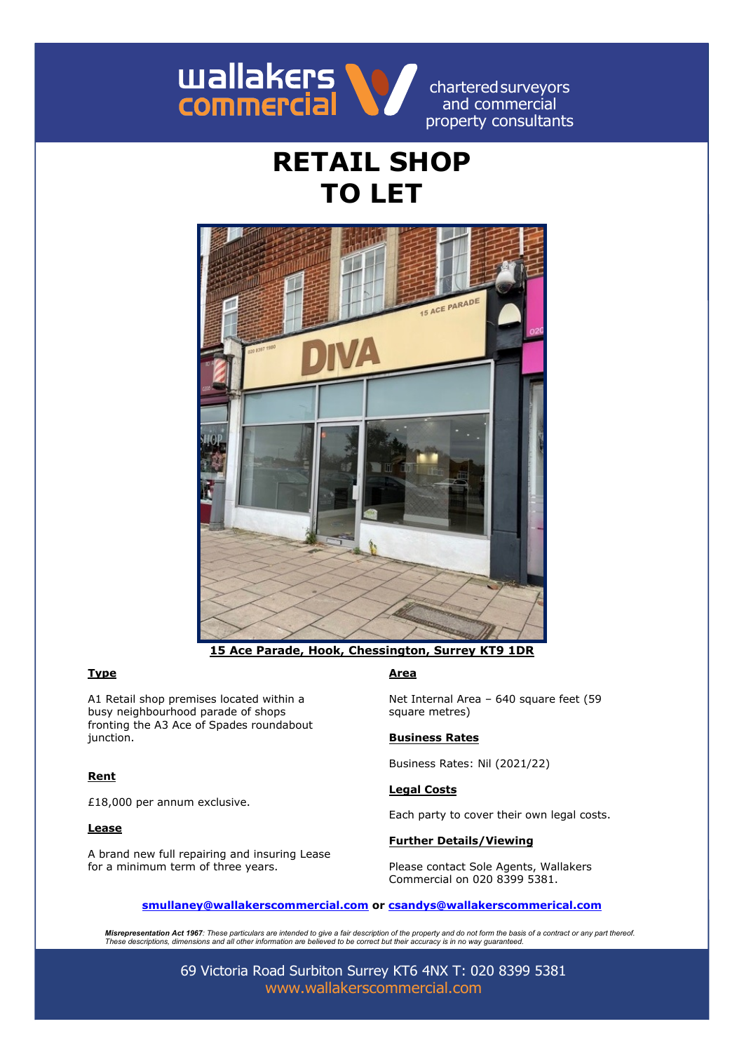wallakers commercial

chartered surveyors and commercial property consultants

# RETAIL SHOP TO LET

**15 Ace Parade, Hook, Chessington, Surrey KT9 1DR**

## Type

A1 Retail shop premises located within a busy neighbourhood parade of shops fronting the A3 Ace of Spades roundabout junction.

## Rent

£18,000 per annum exclusive.

## Lease

A brand new full repairing and insuring Lease for a minimum term of three years.

## Area

Net Internal Area – 640 square feet (59 square metres)

## Business Rates

Business Rates: Nil (2021/22)

## Legal Costs

Each party to cover their own legal costs.

## Further Details/Viewing

Please contact Sole Agents, Wallakers Commercial on 020 8399 5381.

**smullaney@wallakerscommercial.com or csandys@wallakerscommerical.com**

***Misrepresentation Act 1967****: These particulars are intended to give a fair description of the property and do not form the basis of a contract or any part thereof. These descriptions, dimensions and all other information are believed to be correct but their accuracy is in no way guaranteed.*

69 Victoria Road Surbiton Surrey KT6 4NX T: 020 8399 5381

www.wallakerscommercial.com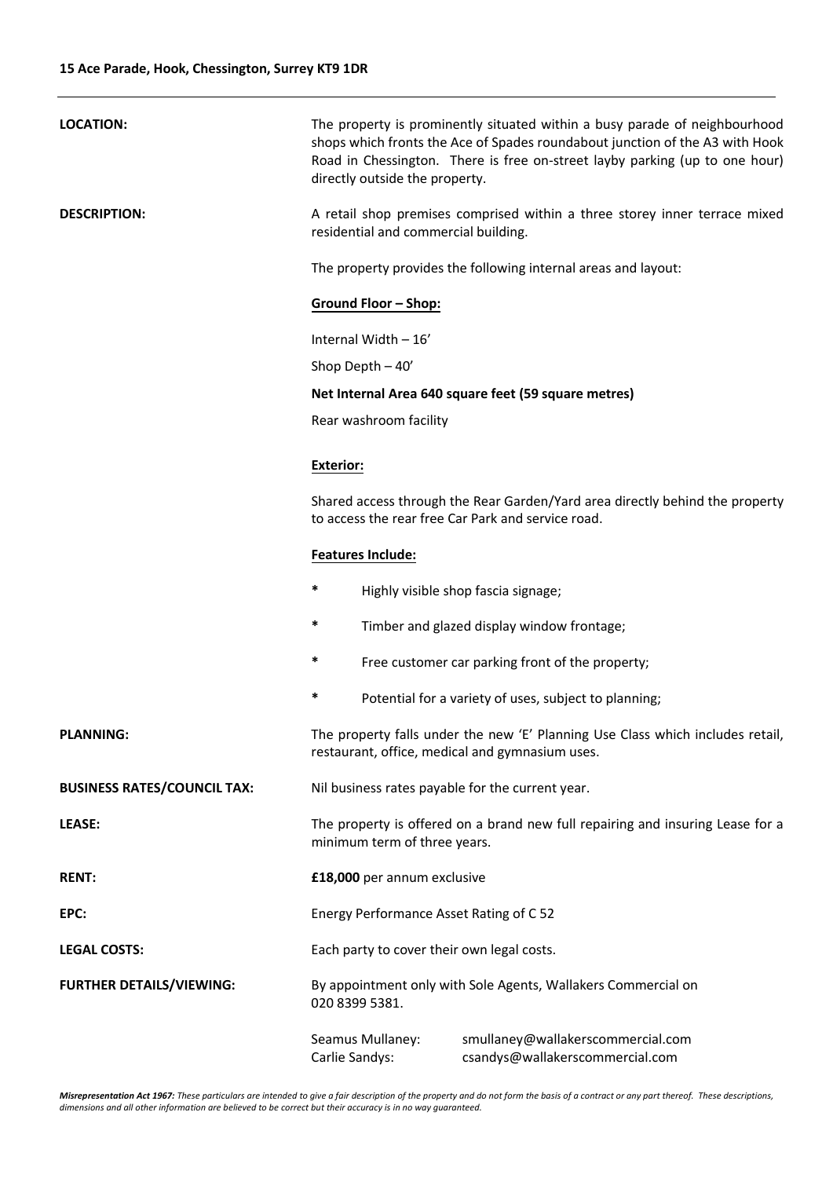**15 Ace Parade, Hook, Chessington, Surrey KT9 1DR**

---

**LOCATION:**

The property is prominently situated within a busy parade of neighbourhood shops which fronts the Ace of Spades roundabout junction of the A3 with Hook Road in Chessington. There is free on-street layby parking (up to one hour) directly outside the property.

**DESCRIPTION:**

A retail shop premises comprised within a three storey inner terrace mixed residential and commercial building.

The property provides the following internal areas and layout:

**Ground Floor – Shop:**

Internal Width – 16'

Shop Depth – 40'

**Net Internal Area 640 square feet (59 square metres)**

Rear washroom facility

**Exterior:**

Shared access through the Rear Garden/Yard area directly behind the property to access the rear free Car Park and service road.

**Features Include:**

- Highly visible shop fascia signage;
- Timber and glazed display window frontage;
- Free customer car parking front of the property;
- Potential for a variety of uses, subject to planning;

**PLANNING:**

The property falls under the new 'E' Planning Use Class which includes retail, restaurant, office, medical and gymnasium uses.

**BUSINESS RATES/COUNCIL TAX:**

Nil business rates payable for the current year.

**LEASE:**

The property is offered on a brand new full repairing and insuring Lease for a minimum term of three years.

**RENT:**

**£18,000** per annum exclusive

**EPC:**

Energy Performance Asset Rating of C 52

**LEGAL COSTS:**

Each party to cover their own legal costs.

**FURTHER DETAILS/VIEWING:**

By appointment only with Sole Agents, Wallakers Commercial on 020 8399 5381.

| | |
|---|---|
| Seamus Mullaney: | smullaney@wallakerscommercial.com |
| Carlie Sandys: | csandys@wallakerscommercial.com |

***Misrepresentation Act 1967:*** *These particulars are intended to give a fair description of the property and do not form the basis of a contract or any part thereof. These descriptions, dimensions and all other information are believed to be correct but their accuracy is in no way guaranteed.*